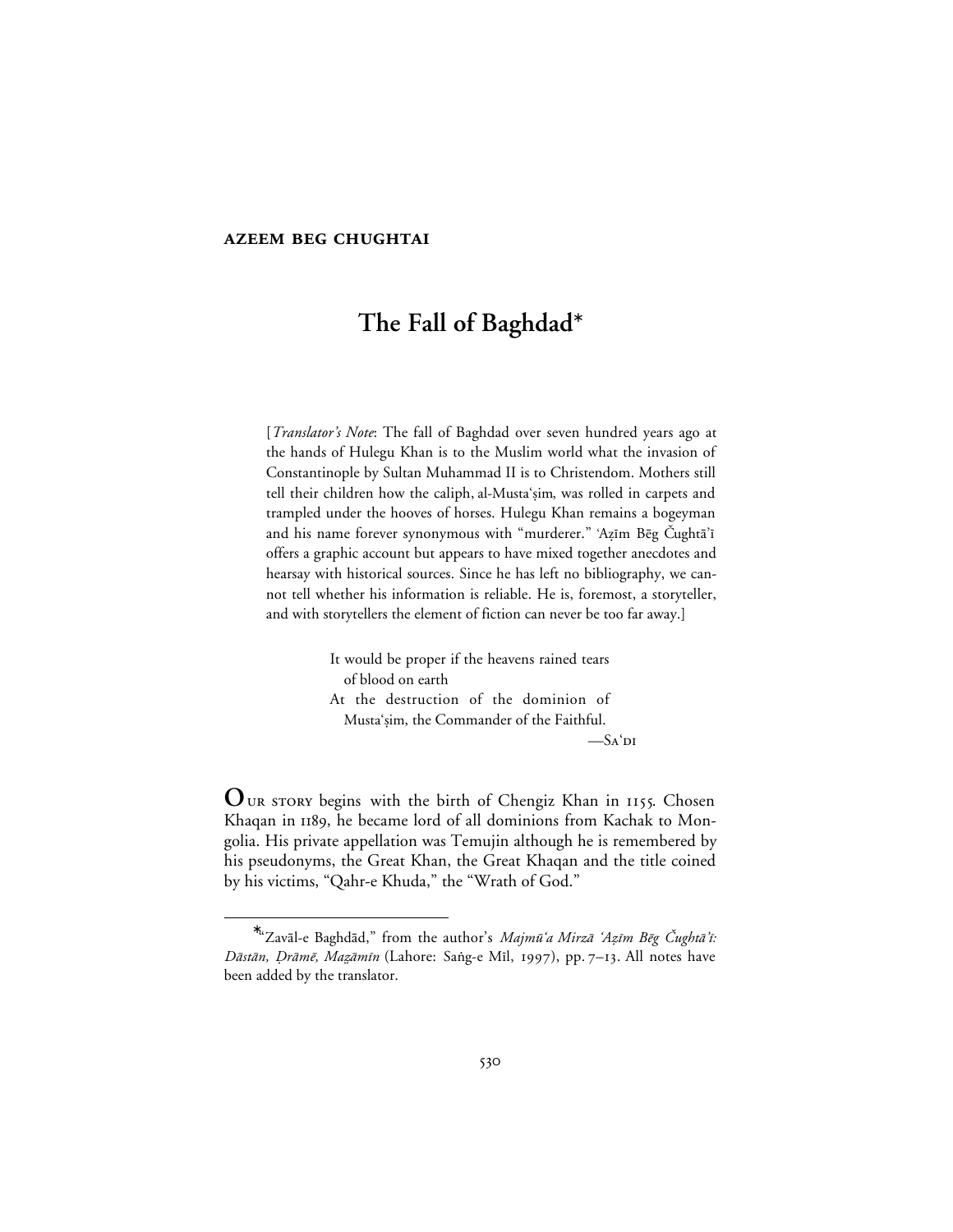**AZEEM BEG CHUGHTAI**

# The Fall of Baghdad*

[*Translator's Note*: The fall of Baghdad over seven hundred years ago at the hands of Hulegu Khan is to the Muslim world what the invasion of Constantinople by Sultan Muhammad II is to Christendom. Mothers still tell their children how the caliph, al-Musta'ṣim, was rolled in carpets and trampled under the hooves of horses. Hulegu Khan remains a bogeyman and his name forever synonymous with "murderer." 'Aẓīm Bēg Čughtā'ī offers a graphic account but appears to have mixed together anecdotes and hearsay with historical sources. Since he has left no bibliography, we cannot tell whether his information is reliable. He is, foremost, a storyteller, and with storytellers the element of fiction can never be too far away.]

> It would be proper if the heavens rained tears
> of blood on earth
> At the destruction of the dominion of
> Musta'ṣim, the Commander of the Faithful.
>
> —Sa'di

**O**ur story begins with the birth of Chengiz Khan in 1155. Chosen Khaqan in 1189, he became lord of all dominions from Kachak to Mongolia. His private appellation was Temujin although he is remembered by his pseudonyms, the Great Khan, the Great Khaqan and the title coined by his victims, "Qahr-e Khuda," the "Wrath of God."

---

*"Zavāl-e Baghdād," from the author's *Majmū'a Mirzā 'Aẓīm Bēg Čughtā'ī: Dāstān, Ḍrāmē, Maẓāmīn* (Lahore: Saṅg-e Mīl, 1997), pp. 7–13. All notes have been added by the translator.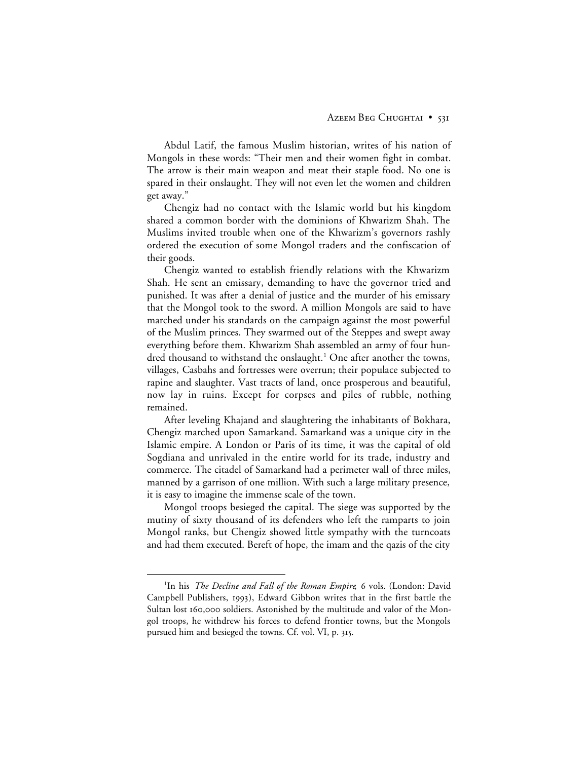Abdul Latif, the famous Muslim historian, writes of his nation of Mongols in these words: "Their men and their women fight in combat. The arrow is their main weapon and meat their staple food. No one is spared in their onslaught. They will not even let the women and children get away."

Chengiz had no contact with the Islamic world but his kingdom shared a common border with the dominions of Khwarizm Shah. The Muslims invited trouble when one of the Khwarizm's governors rashly ordered the execution of some Mongol traders and the confiscation of their goods.

Chengiz wanted to establish friendly relations with the Khwarizm Shah. He sent an emissary, demanding to have the governor tried and punished. It was after a denial of justice and the murder of his emissary that the Mongol took to the sword. A million Mongols are said to have marched under his standards on the campaign against the most powerful of the Muslim princes. They swarmed out of the Steppes and swept away everything before them. Khwarizm Shah assembled an army of four hundred thousand to withstand the onslaught.[1] One after another the towns, villages, Casbahs and fortresses were overrun; their populace subjected to rapine and slaughter. Vast tracts of land, once prosperous and beautiful, now lay in ruins. Except for corpses and piles of rubble, nothing remained.

After leveling Khajand and slaughtering the inhabitants of Bokhara, Chengiz marched upon Samarkand. Samarkand was a unique city in the Islamic empire. A London or Paris of its time, it was the capital of old Sogdiana and unrivaled in the entire world for its trade, industry and commerce. The citadel of Samarkand had a perimeter wall of three miles, manned by a garrison of one million. With such a large military presence, it is easy to imagine the immense scale of the town.

Mongol troops besieged the capital. The siege was supported by the mutiny of sixty thousand of its defenders who left the ramparts to join Mongol ranks, but Chengiz showed little sympathy with the turncoats and had them executed. Bereft of hope, the imam and the qazis of the city

---

[1] In his *The Decline and Fall of the Roman Empire*, 6 vols. (London: David Campbell Publishers, 1993), Edward Gibbon writes that in the first battle the Sultan lost 160,000 soldiers. Astonished by the multitude and valor of the Mongol troops, he withdrew his forces to defend frontier towns, but the Mongols pursued him and besieged the towns. Cf. vol. VI, p. 315.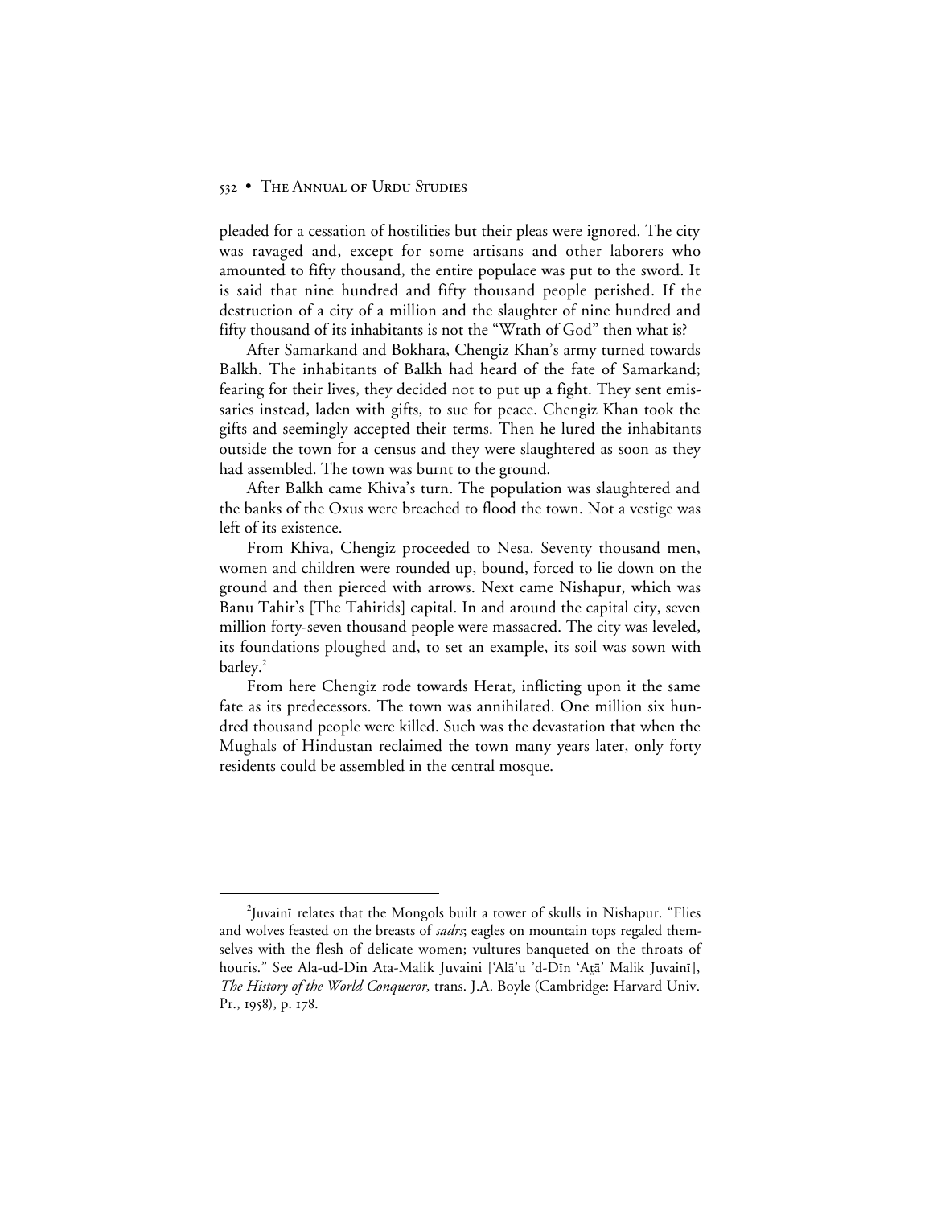pleaded for a cessation of hostilities but their pleas were ignored. The city was ravaged and, except for some artisans and other laborers who amounted to fifty thousand, the entire populace was put to the sword. It is said that nine hundred and fifty thousand people perished. If the destruction of a city of a million and the slaughter of nine hundred and fifty thousand of its inhabitants is not the "Wrath of God" then what is?

After Samarkand and Bokhara, Chengiz Khan's army turned towards Balkh. The inhabitants of Balkh had heard of the fate of Samarkand; fearing for their lives, they decided not to put up a fight. They sent emissaries instead, laden with gifts, to sue for peace. Chengiz Khan took the gifts and seemingly accepted their terms. Then he lured the inhabitants outside the town for a census and they were slaughtered as soon as they had assembled. The town was burnt to the ground.

After Balkh came Khiva's turn. The population was slaughtered and the banks of the Oxus were breached to flood the town. Not a vestige was left of its existence.

From Khiva, Chengiz proceeded to Nesa. Seventy thousand men, women and children were rounded up, bound, forced to lie down on the ground and then pierced with arrows. Next came Nishapur, which was Banu Tahir's [The Tahirids] capital. In and around the capital city, seven million forty-seven thousand people were massacred. The city was leveled, its foundations ploughed and, to set an example, its soil was sown with barley.[2]

From here Chengiz rode towards Herat, inflicting upon it the same fate as its predecessors. The town was annihilated. One million six hundred thousand people were killed. Such was the devastation that when the Mughals of Hindustan reclaimed the town many years later, only forty residents could be assembled in the central mosque.

---

[2]Juvainī relates that the Mongols built a tower of skulls in Nishapur. "Flies and wolves feasted on the breasts of *sadrs*; eagles on mountain tops regaled themselves with the flesh of delicate women; vultures banqueted on the throats of houris." See Ala-ud-Din Ata-Malik Juvaini [ʿAlāʾu ʾd-Dīn ʿAṭāʾ Malik Juvainī], *The History of the World Conqueror,* trans. J.A. Boyle (Cambridge: Harvard Univ. Pr., 1958), p. 178.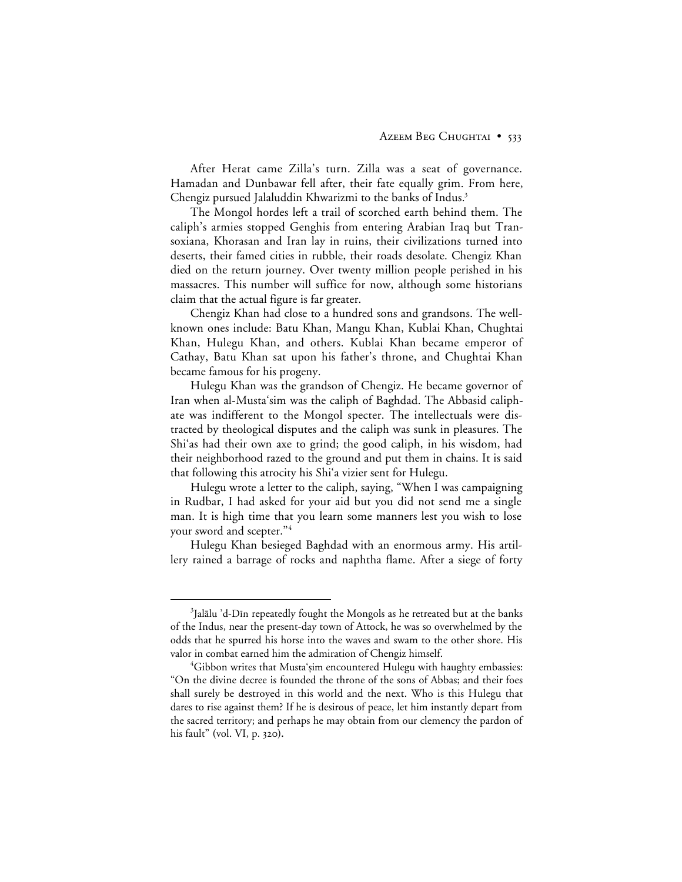After Herat came Zilla's turn. Zilla was a seat of governance. Hamadan and Dunbawar fell after, their fate equally grim. From here, Chengiz pursued Jalaluddin Khwarizmi to the banks of Indus.[3]

The Mongol hordes left a trail of scorched earth behind them. The caliph's armies stopped Genghis from entering Arabian Iraq but Transoxiana, Khorasan and Iran lay in ruins, their civilizations turned into deserts, their famed cities in rubble, their roads desolate. Chengiz Khan died on the return journey. Over twenty million people perished in his massacres. This number will suffice for now, although some historians claim that the actual figure is far greater.

Chengiz Khan had close to a hundred sons and grandsons. The well-known ones include: Batu Khan, Mangu Khan, Kublai Khan, Chughtai Khan, Hulegu Khan, and others. Kublai Khan became emperor of Cathay, Batu Khan sat upon his father's throne, and Chughtai Khan became famous for his progeny.

Hulegu Khan was the grandson of Chengiz. He became governor of Iran when al-Musta'sim was the caliph of Baghdad. The Abbasid caliphate was indifferent to the Mongol specter. The intellectuals were distracted by theological disputes and the caliph was sunk in pleasures. The Shi'as had their own axe to grind; the good caliph, in his wisdom, had their neighborhood razed to the ground and put them in chains. It is said that following this atrocity his Shi'a vizier sent for Hulegu.

Hulegu wrote a letter to the caliph, saying, "When I was campaigning in Rudbar, I had asked for your aid but you did not send me a single man. It is high time that you learn some manners lest you wish to lose your sword and scepter."[4]

Hulegu Khan besieged Baghdad with an enormous army. His artillery rained a barrage of rocks and naphtha flame. After a siege of forty

---

[3] Jalālu 'd-Dīn repeatedly fought the Mongols as he retreated but at the banks of the Indus, near the present-day town of Attock, he was so overwhelmed by the odds that he spurred his horse into the waves and swam to the other shore. His valor in combat earned him the admiration of Chengiz himself.

[4] Gibbon writes that Musta'ṣim encountered Hulegu with haughty embassies: "On the divine decree is founded the throne of the sons of Abbas; and their foes shall surely be destroyed in this world and the next. Who is this Hulegu that dares to rise against them? If he is desirous of peace, let him instantly depart from the sacred territory; and perhaps he may obtain from our clemency the pardon of his fault" (vol. VI, p. 320).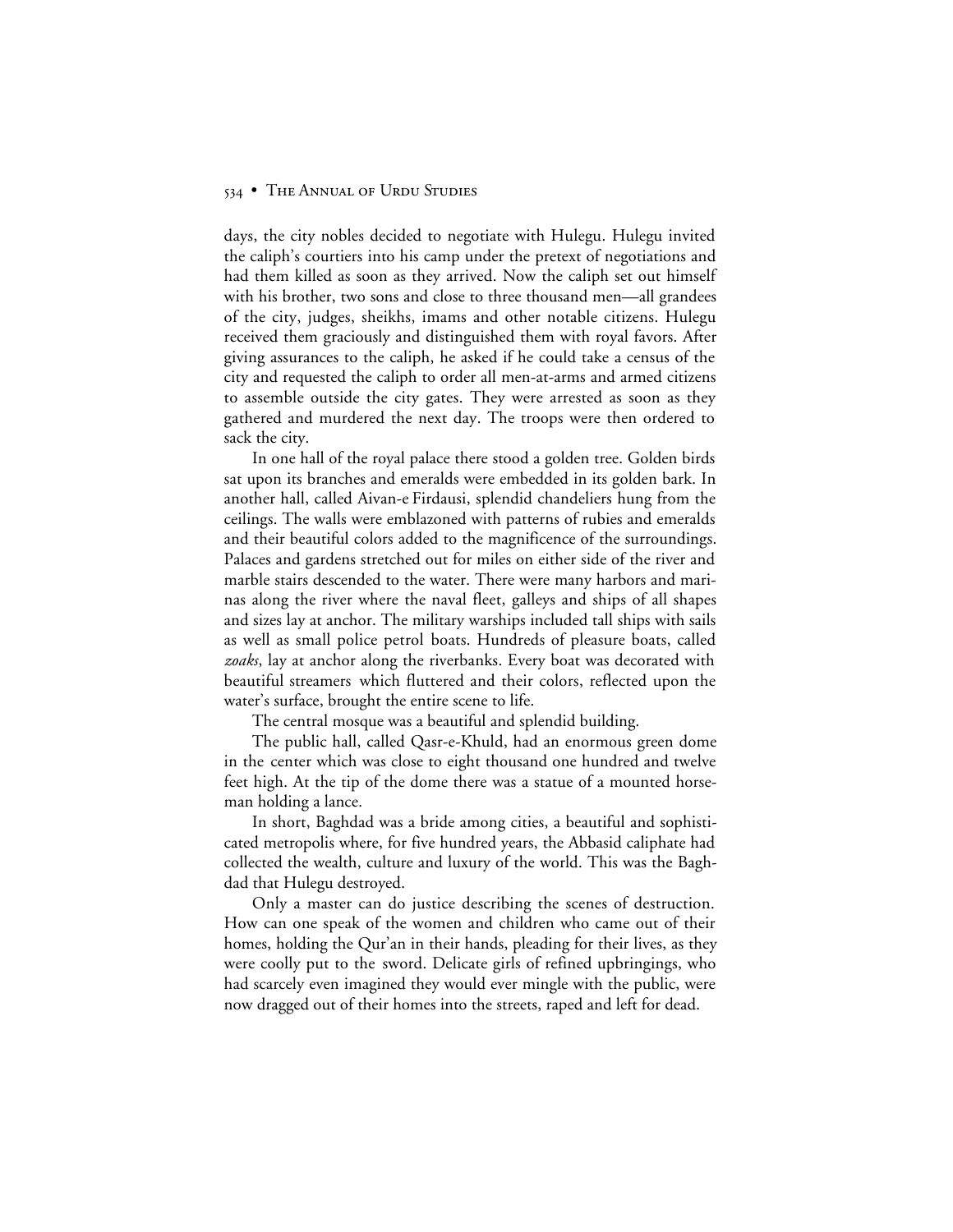days, the city nobles decided to negotiate with Hulegu. Hulegu invited the caliph's courtiers into his camp under the pretext of negotiations and had them killed as soon as they arrived. Now the caliph set out himself with his brother, two sons and close to three thousand men—all grandees of the city, judges, sheikhs, imams and other notable citizens. Hulegu received them graciously and distinguished them with royal favors. After giving assurances to the caliph, he asked if he could take a census of the city and requested the caliph to order all men-at-arms and armed citizens to assemble outside the city gates. They were arrested as soon as they gathered and murdered the next day. The troops were then ordered to sack the city.

In one hall of the royal palace there stood a golden tree. Golden birds sat upon its branches and emeralds were embedded in its golden bark. In another hall, called Aivan-e Firdausi, splendid chandeliers hung from the ceilings. The walls were emblazoned with patterns of rubies and emeralds and their beautiful colors added to the magnificence of the surroundings. Palaces and gardens stretched out for miles on either side of the river and marble stairs descended to the water. There were many harbors and marinas along the river where the naval fleet, galleys and ships of all shapes and sizes lay at anchor. The military warships included tall ships with sails as well as small police petrol boats. Hundreds of pleasure boats, called *zoaks*, lay at anchor along the riverbanks. Every boat was decorated with beautiful streamers which fluttered and their colors, reflected upon the water's surface, brought the entire scene to life.

The central mosque was a beautiful and splendid building.

The public hall, called Qasr-e-Khuld, had an enormous green dome in the center which was close to eight thousand one hundred and twelve feet high. At the tip of the dome there was a statue of a mounted horseman holding a lance.

In short, Baghdad was a bride among cities, a beautiful and sophisticated metropolis where, for five hundred years, the Abbasid caliphate had collected the wealth, culture and luxury of the world. This was the Baghdad that Hulegu destroyed.

Only a master can do justice describing the scenes of destruction. How can one speak of the women and children who came out of their homes, holding the Qur'an in their hands, pleading for their lives, as they were coolly put to the sword. Delicate girls of refined upbringings, who had scarcely even imagined they would ever mingle with the public, were now dragged out of their homes into the streets, raped and left for dead.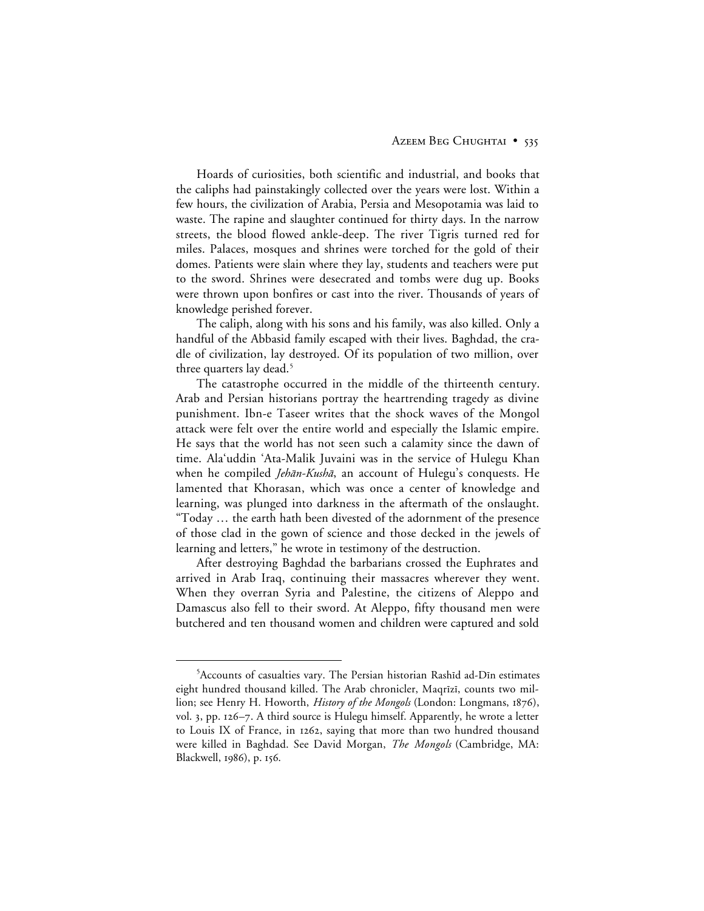Hoards of curiosities, both scientific and industrial, and books that the caliphs had painstakingly collected over the years were lost. Within a few hours, the civilization of Arabia, Persia and Mesopotamia was laid to waste. The rapine and slaughter continued for thirty days. In the narrow streets, the blood flowed ankle-deep. The river Tigris turned red for miles. Palaces, mosques and shrines were torched for the gold of their domes. Patients were slain where they lay, students and teachers were put to the sword. Shrines were desecrated and tombs were dug up. Books were thrown upon bonfires or cast into the river. Thousands of years of knowledge perished forever.

The caliph, along with his sons and his family, was also killed. Only a handful of the Abbasid family escaped with their lives. Baghdad, the cradle of civilization, lay destroyed. Of its population of two million, over three quarters lay dead.[5]

The catastrophe occurred in the middle of the thirteenth century. Arab and Persian historians portray the heartrending tragedy as divine punishment. Ibn-e Taseer writes that the shock waves of the Mongol attack were felt over the entire world and especially the Islamic empire. He says that the world has not seen such a calamity since the dawn of time. Ala'uddin 'Ata-Malik Juvaini was in the service of Hulegu Khan when he compiled *Jehān-Kushā*, an account of Hulegu's conquests. He lamented that Khorasan, which was once a center of knowledge and learning, was plunged into darkness in the aftermath of the onslaught. "Today … the earth hath been divested of the adornment of the presence of those clad in the gown of science and those decked in the jewels of learning and letters," he wrote in testimony of the destruction.

After destroying Baghdad the barbarians crossed the Euphrates and arrived in Arab Iraq, continuing their massacres wherever they went. When they overran Syria and Palestine, the citizens of Aleppo and Damascus also fell to their sword. At Aleppo, fifty thousand men were butchered and ten thousand women and children were captured and sold

---

[5]Accounts of casualties vary. The Persian historian Rashīd ad-Dīn estimates eight hundred thousand killed. The Arab chronicler, Maqrīzī, counts two million; see Henry H. Howorth, *History of the Mongols* (London: Longmans, 1876), vol. 3, pp. 126–7. A third source is Hulegu himself. Apparently, he wrote a letter to Louis IX of France, in 1262, saying that more than two hundred thousand were killed in Baghdad. See David Morgan, *The Mongols* (Cambridge, MA: Blackwell, 1986), p. 156.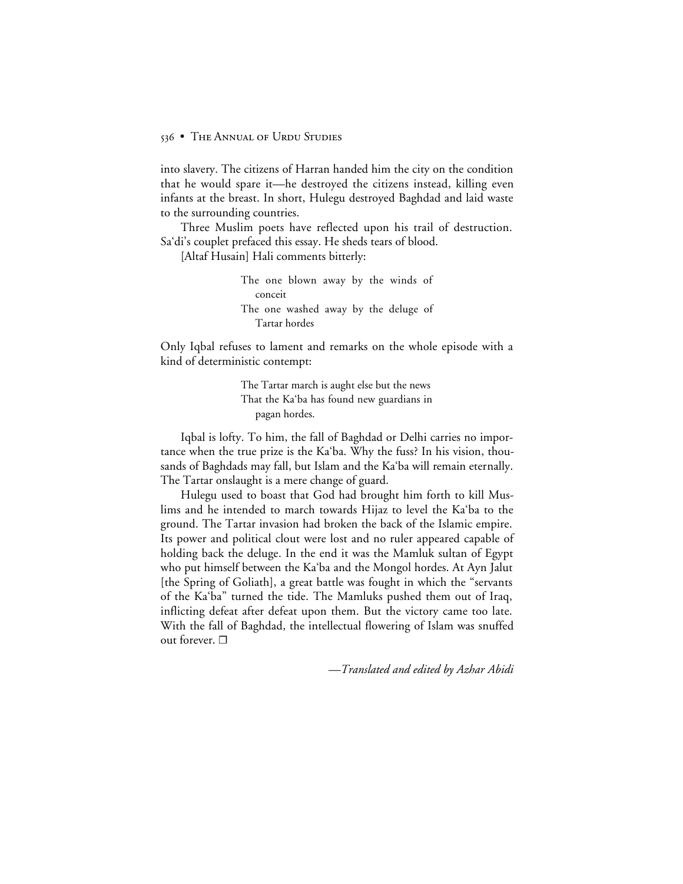into slavery. The citizens of Harran handed him the city on the condition that he would spare it—he destroyed the citizens instead, killing even infants at the breast. In short, Hulegu destroyed Baghdad and laid waste to the surrounding countries.

Three Muslim poets have reflected upon his trail of destruction. Sa'di's couplet prefaced this essay. He sheds tears of blood.

[Altaf Husain] Hali comments bitterly:

> The one blown away by the winds of conceit
> The one washed away by the deluge of Tartar hordes

Only Iqbal refuses to lament and remarks on the whole episode with a kind of deterministic contempt:

> The Tartar march is aught else but the news
> That the Ka'ba has found new guardians in pagan hordes.

Iqbal is lofty. To him, the fall of Baghdad or Delhi carries no importance when the true prize is the Ka'ba. Why the fuss? In his vision, thousands of Baghdads may fall, but Islam and the Ka'ba will remain eternally. The Tartar onslaught is a mere change of guard.

Hulegu used to boast that God had brought him forth to kill Muslims and he intended to march towards Hijaz to level the Ka'ba to the ground. The Tartar invasion had broken the back of the Islamic empire. Its power and political clout were lost and no ruler appeared capable of holding back the deluge. In the end it was the Mamluk sultan of Egypt who put himself between the Ka'ba and the Mongol hordes. At Ayn Jalut [the Spring of Goliath], a great battle was fought in which the "servants of the Ka'ba" turned the tide. The Mamluks pushed them out of Iraq, inflicting defeat after defeat upon them. But the victory came too late. With the fall of Baghdad, the intellectual flowering of Islam was snuffed out forever. ❐

*—Translated and edited by Azhar Abidi*